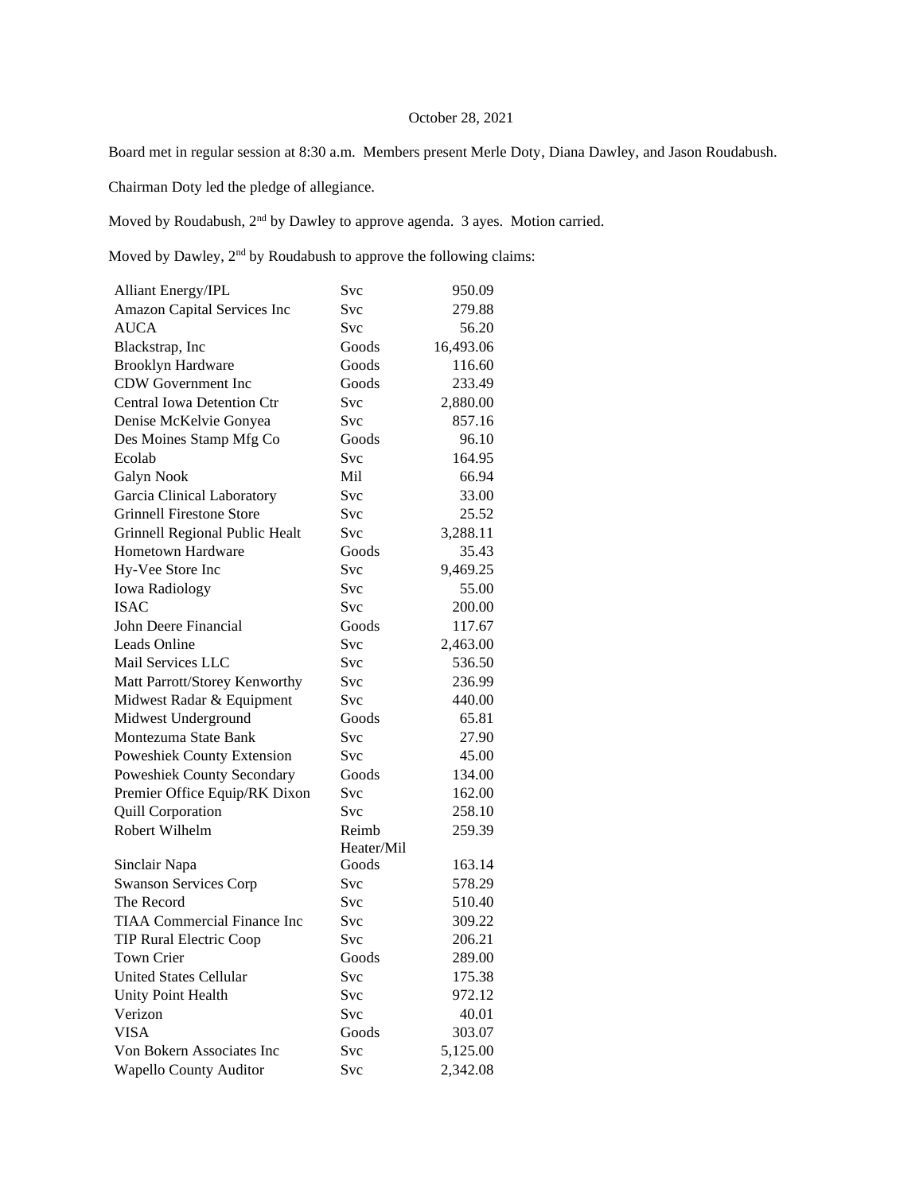October 28, 2021

Board met in regular session at 8:30 a.m. Members present Merle Doty, Diana Dawley, and Jason Roudabush.

Chairman Doty led the pledge of allegiance.

Moved by Roudabush, 2nd by Dawley to approve agenda. 3 ayes. Motion carried.

Moved by Dawley, 2nd by Roudabush to approve the following claims:

| | | |
|---|---|---|
| Alliant Energy/IPL | Svc | 950.09 |
| Amazon Capital Services Inc | Svc | 279.88 |
| AUCA | Svc | 56.20 |
| Blackstrap, Inc | Goods | 16,493.06 |
| Brooklyn Hardware | Goods | 116.60 |
| CDW Government Inc | Goods | 233.49 |
| Central Iowa Detention Ctr | Svc | 2,880.00 |
| Denise McKelvie Gonyea | Svc | 857.16 |
| Des Moines Stamp Mfg Co | Goods | 96.10 |
| Ecolab | Svc | 164.95 |
| Galyn Nook | Mil | 66.94 |
| Garcia Clinical Laboratory | Svc | 33.00 |
| Grinnell Firestone Store | Svc | 25.52 |
| Grinnell Regional Public Healt | Svc | 3,288.11 |
| Hometown Hardware | Goods | 35.43 |
| Hy-Vee Store Inc | Svc | 9,469.25 |
| Iowa Radiology | Svc | 55.00 |
| ISAC | Svc | 200.00 |
| John Deere Financial | Goods | 117.67 |
| Leads Online | Svc | 2,463.00 |
| Mail Services LLC | Svc | 536.50 |
| Matt Parrott/Storey Kenworthy | Svc | 236.99 |
| Midwest Radar & Equipment | Svc | 440.00 |
| Midwest Underground | Goods | 65.81 |
| Montezuma State Bank | Svc | 27.90 |
| Poweshiek County Extension | Svc | 45.00 |
| Poweshiek County Secondary | Goods | 134.00 |
| Premier Office Equip/RK Dixon | Svc | 162.00 |
| Quill Corporation | Svc | 258.10 |
| Robert Wilhelm | Reimb Heater/Mil | 259.39 |
| Sinclair Napa | Goods | 163.14 |
| Swanson Services Corp | Svc | 578.29 |
| The Record | Svc | 510.40 |
| TIAA Commercial Finance Inc | Svc | 309.22 |
| TIP Rural Electric Coop | Svc | 206.21 |
| Town Crier | Goods | 289.00 |
| United States Cellular | Svc | 175.38 |
| Unity Point Health | Svc | 972.12 |
| Verizon | Svc | 40.01 |
| VISA | Goods | 303.07 |
| Von Bokern Associates Inc | Svc | 5,125.00 |
| Wapello County Auditor | Svc | 2,342.08 |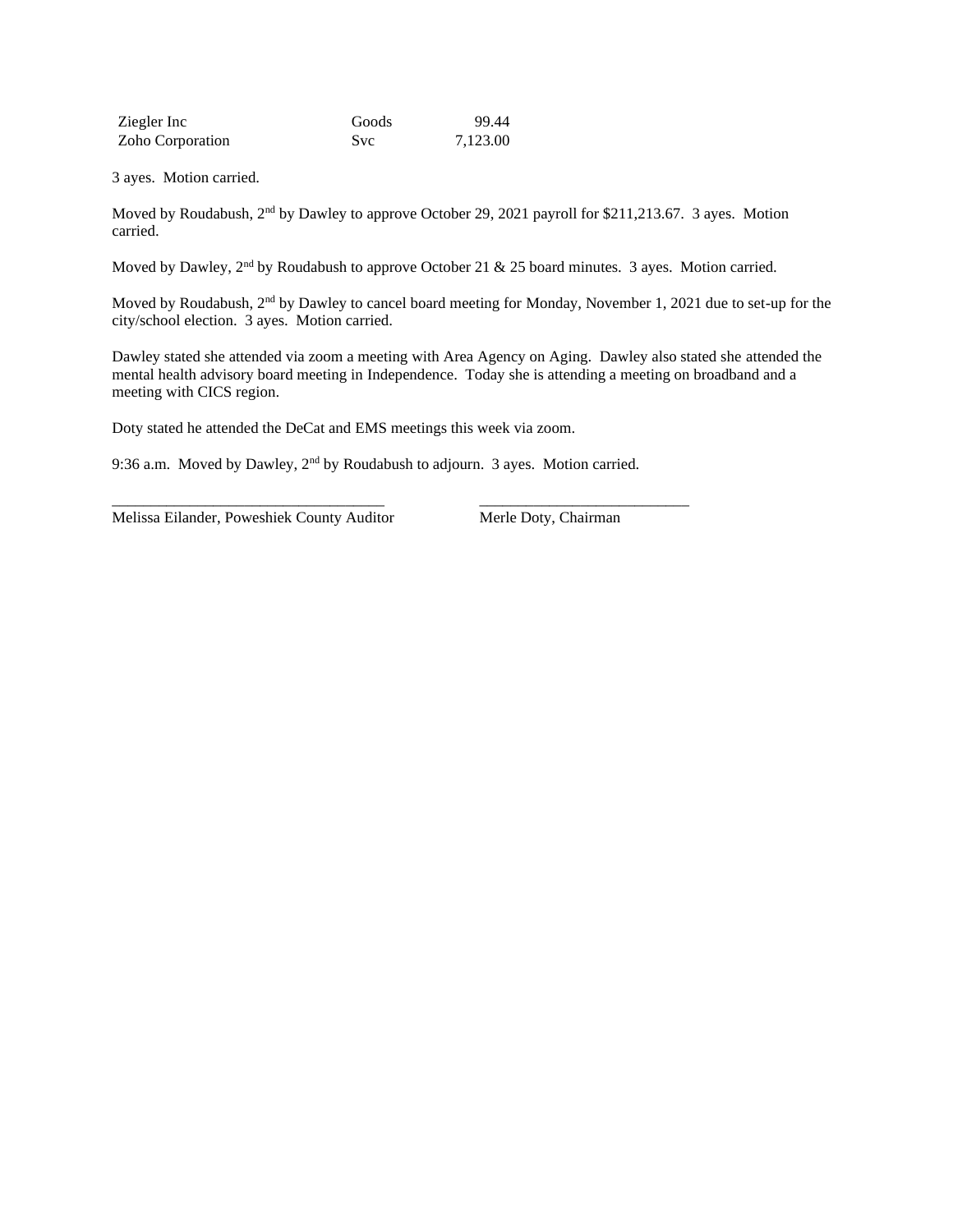| | | |
|---|---|---|
| Ziegler Inc | Goods | 99.44 |
| Zoho Corporation | Svc | 7,123.00 |

3 ayes. Motion carried.

Moved by Roudabush, 2nd by Dawley to approve October 29, 2021 payroll for $211,213.67. 3 ayes. Motion carried.

Moved by Dawley, 2nd by Roudabush to approve October 21 & 25 board minutes. 3 ayes. Motion carried.

Moved by Roudabush, 2nd by Dawley to cancel board meeting for Monday, November 1, 2021 due to set-up for the city/school election. 3 ayes. Motion carried.

Dawley stated she attended via zoom a meeting with Area Agency on Aging. Dawley also stated she attended the mental health advisory board meeting in Independence. Today she is attending a meeting on broadband and a meeting with CICS region.

Doty stated he attended the DeCat and EMS meetings this week via zoom.

9:36 a.m. Moved by Dawley, 2nd by Roudabush to adjourn. 3 ayes. Motion carried.

___________________________________ ___________________________

Melissa Eilander, Poweshiek County Auditor Merle Doty, Chairman